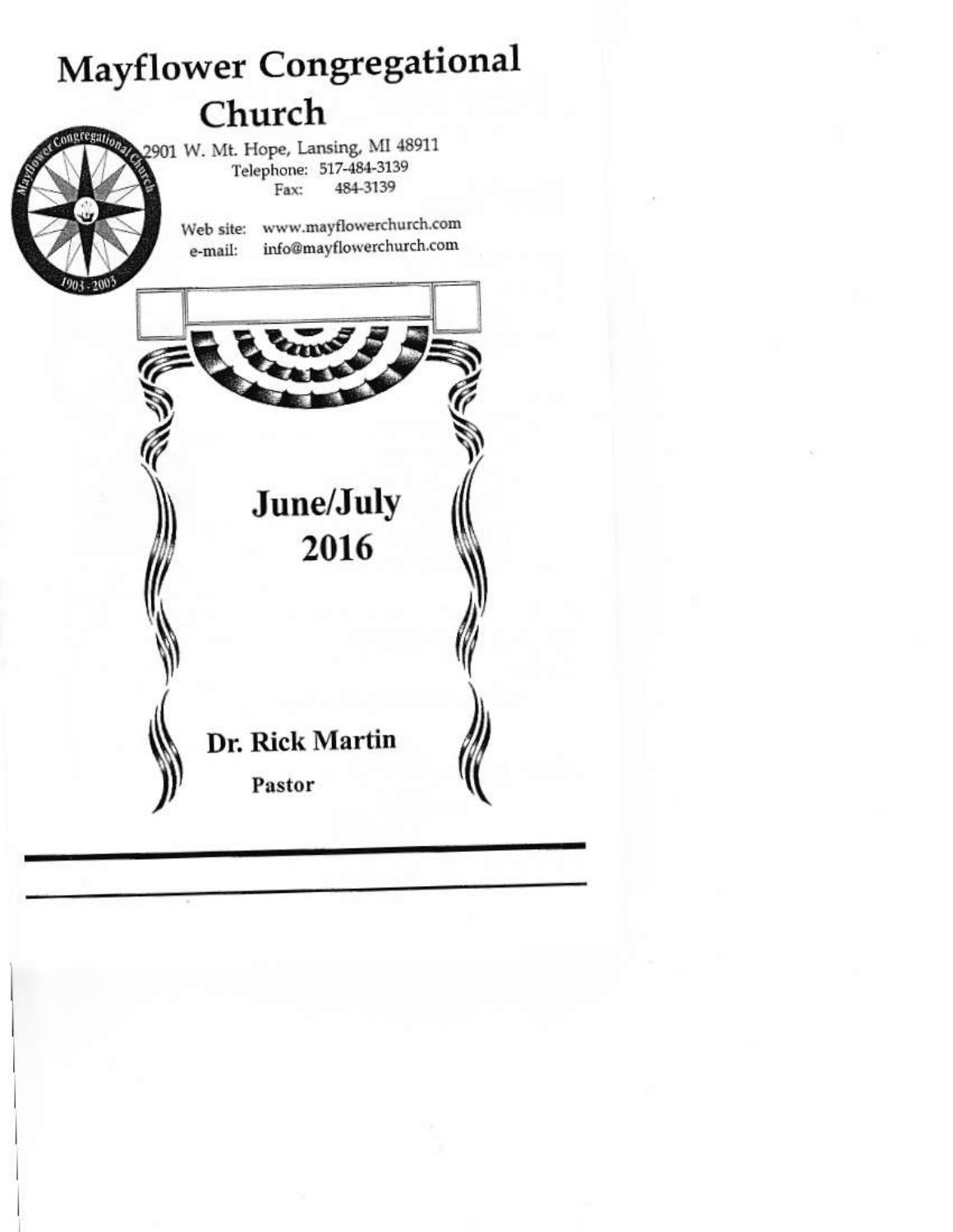# Mayflower Congregational Church

2901 W. Mt. Hope, Lansing, MI 48911
Telephone: 517-484-3139
Fax: 484-3139

Web site: www.mayflowerchurch.com
e-mail: info@mayflowerchurch.com

## June/July 2016

**Dr. Rick Martin**

**Pastor**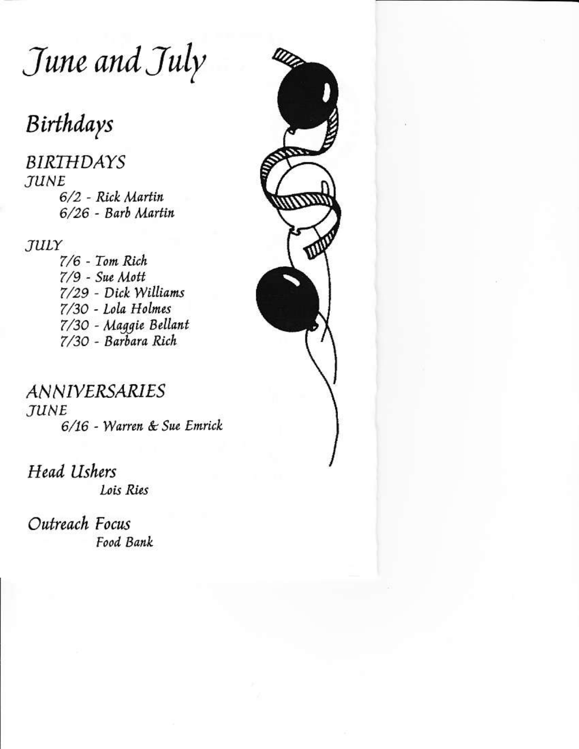# June and July

## Birthdays

### BIRTHDAYS

*JUNE*

- *6/2 - Rick Martin*
- *6/26 - Barb Martin*

*JULY*

- *7/6 - Tom Rich*
- *7/9 - Sue Mott*
- *7/29 - Dick Williams*
- *7/30 - Lola Holmes*
- *7/30 - Maggie Bellant*
- *7/30 - Barbara Rich*

### ANNIVERSARIES

*JUNE*

- *6/16 - Warren & Sue Emrick*

### Head Ushers

*Lois Ries*

### Outreach Focus

*Food Bank*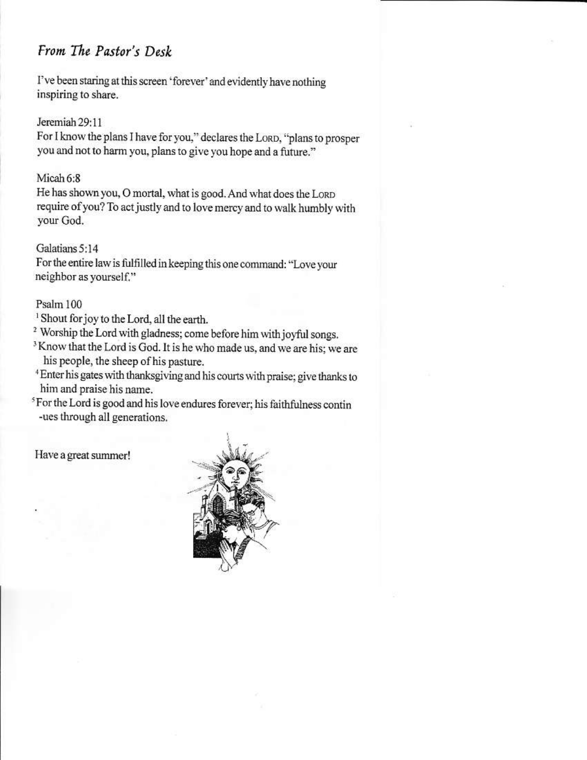## *From The Pastor's Desk*

I've been staring at this screen 'forever' and evidently have nothing inspiring to share.

Jeremiah 29:11
For I know the plans I have for you," declares the LORD, "plans to prosper you and not to harm you, plans to give you hope and a future."

Micah 6:8
He has shown you, O mortal, what is good. And what does the LORD require of you? To act justly and to love mercy and to walk humbly with your God.

Galatians 5:14
For the entire law is fulfilled in keeping this one command: "Love your neighbor as yourself."

Psalm 100
[1] Shout for joy to the Lord, all the earth.
[2] Worship the Lord with gladness; come before him with joyful songs.
[3] Know that the Lord is God. It is he who made us, and we are his; we are his people, the sheep of his pasture.
[4] Enter his gates with thanksgiving and his courts with praise; give thanks to him and praise his name.
[5] For the Lord is good and his love endures forever; his faithfulness contin -ues through all generations.

Have a great summer!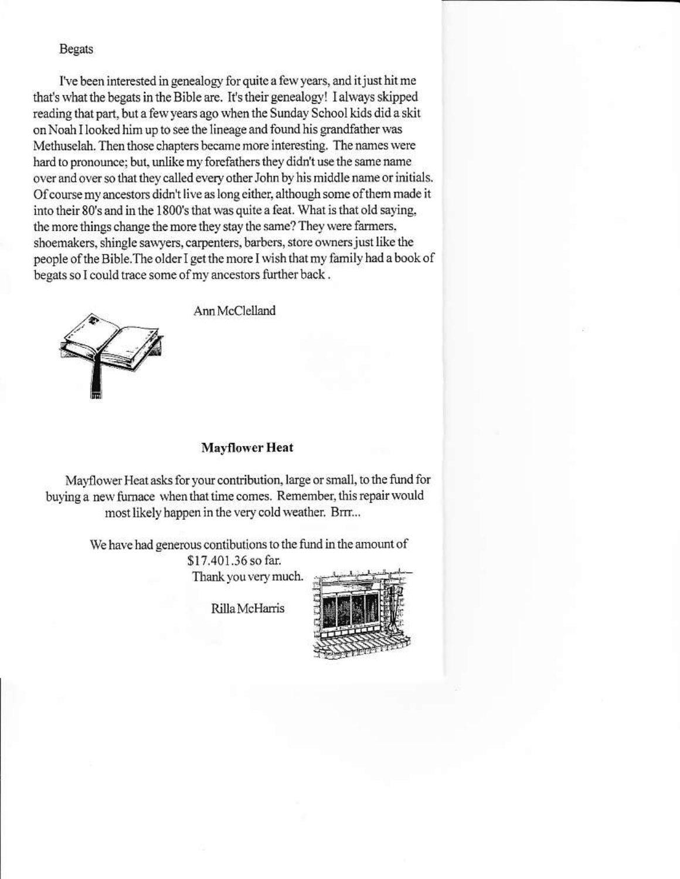## Begats

I've been interested in genealogy for quite a few years, and it just hit me that's what the begats in the Bible are. It's their genealogy! I always skipped reading that part, but a few years ago when the Sunday School kids did a skit on Noah I looked him up to see the lineage and found his grandfather was Methuselah. Then those chapters became more interesting. The names were hard to pronounce; but, unlike my forefathers they didn't use the same name over and over so that they called every other John by his middle name or initials. Of course my ancestors didn't live as long either, although some of them made it into their 80's and in the 1800's that was quite a feat. What is that old saying, the more things change the more they stay the same? They were farmers, shoemakers, shingle sawyers, carpenters, barbers, store owners just like the people of the Bible.The older I get the more I wish that my family had a book of begats so I could trace some of my ancestors further back .

Ann McClelland

## Mayflower Heat

Mayflower Heat asks for your contribution, large or small, to the fund for buying a new furnace when that time comes. Remember, this repair would most likely happen in the very cold weather. Brrr...

We have had generous contibutions to the fund in the amount of $17.401.36 so far.

Thank you very much.

Rilla McHarris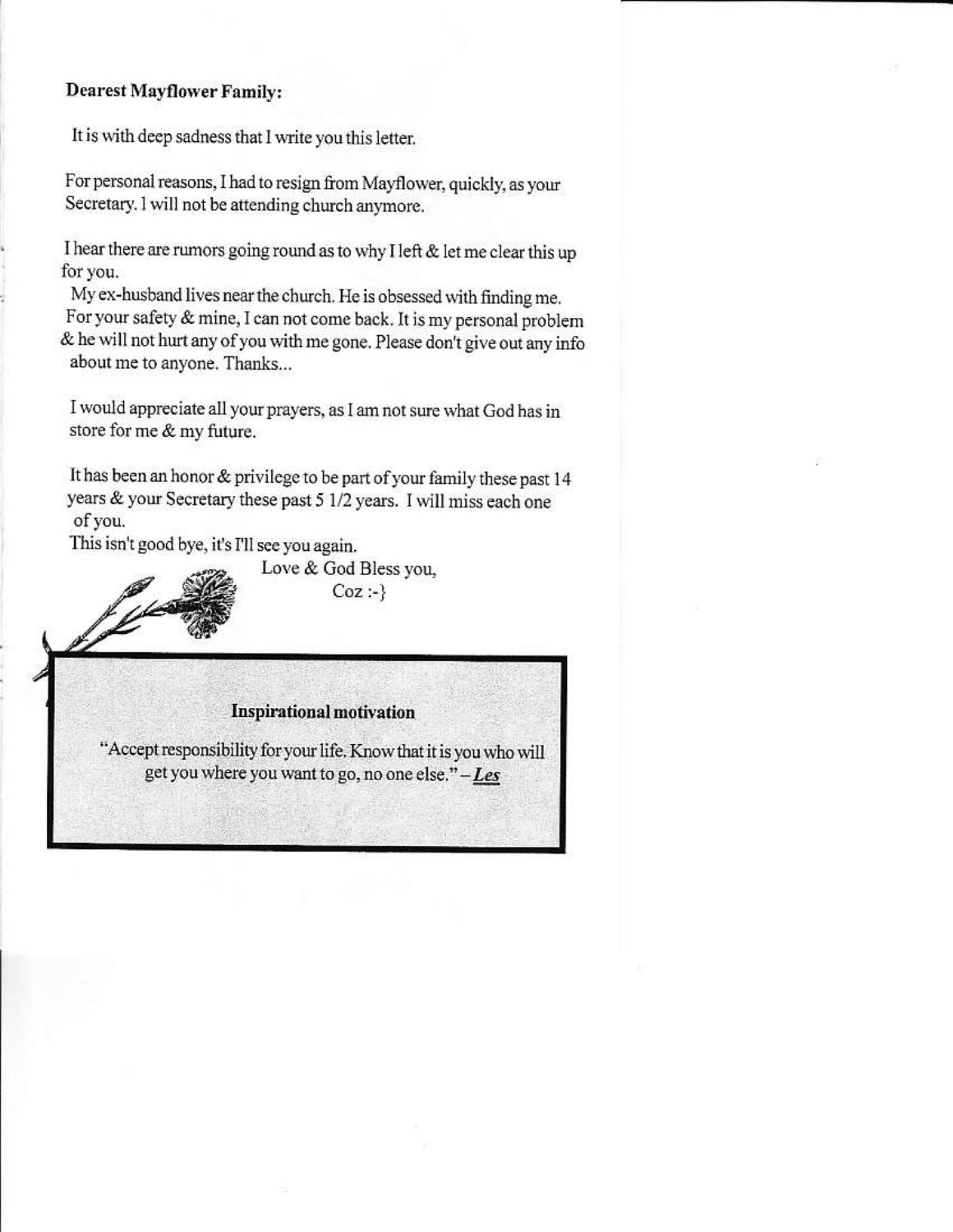**Dearest Mayflower Family:**

It is with deep sadness that I write you this letter.

For personal reasons, I had to resign from Mayflower, quickly, as your Secretary. I will not be attending church anymore.

I hear there are rumors going round as to why I left & let me clear this up for you.

My ex-husband lives near the church. He is obsessed with finding me. For your safety & mine, I can not come back. It is my personal problem & he will not hurt any of you with me gone. Please don't give out any info about me to anyone. Thanks...

I would appreciate all your prayers, as I am not sure what God has in store for me & my future.

It has been an honor & privilege to be part of your family these past 14 years & your Secretary these past 5 1/2 years. I will miss each one of you.

This isn't good bye, it's I'll see you again.

Love & God Bless you,

Coz :-}

**Inspirational motivation**

"Accept responsibility for your life. Know that it is you who will get you where you want to go, no one else." – ***Les***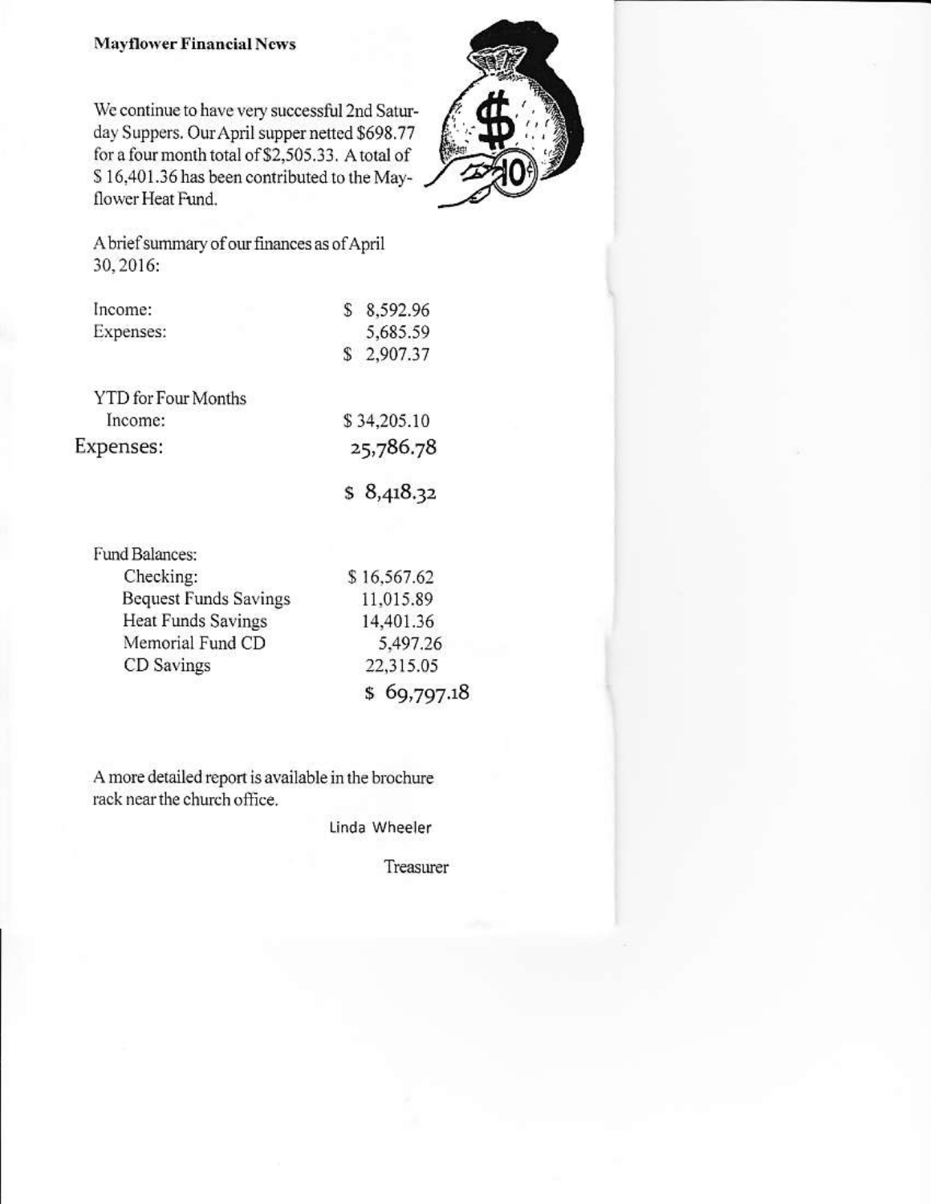**Mayflower Financial News**

We continue to have very successful 2nd Saturday Suppers. Our April supper netted $698.77 for a four month total of $2,505.33. A total of $ 16,401.36 has been contributed to the Mayflower Heat Fund.

A brief summary of our finances as of April 30, 2016:

| | |
|---|---|
| Income: | $ 8,592.96 |
| Expenses: | 5,685.59 |
| | $ 2,907.37 |

| | |
|---|---|
| YTD for Four Months | |
| Income: | $ 34,205.10 |
| Expenses: | 25,786.78 |
| | $ 8,418.32 |

| | |
|---|---|
| Fund Balances: | |
| Checking: | $ 16,567.62 |
| Bequest Funds Savings | 11,015.89 |
| Heat Funds Savings | 14,401.36 |
| Memorial Fund CD | 5,497.26 |
| CD Savings | 22,315.05 |
| | $ 69,797.18 |

A more detailed report is available in the brochure rack near the church office.

Linda Wheeler

Treasurer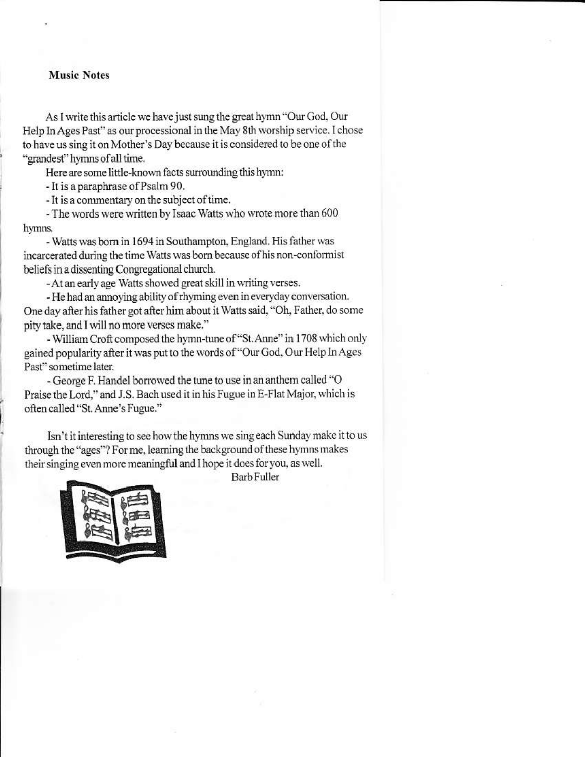## Music Notes

As I write this article we have just sung the great hymn "Our God, Our Help In Ages Past" as our processional in the May 8th worship service. I chose to have us sing it on Mother's Day because it is considered to be one of the "grandest" hymns of all time.

Here are some little-known facts surrounding this hymn:

- It is a paraphrase of Psalm 90.
- It is a commentary on the subject of time.
- The words were written by Isaac Watts who wrote more than 600 hymns.
- Watts was born in 1694 in Southampton, England. His father was incarcerated during the time Watts was born because of his non-conformist beliefs in a dissenting Congregational church.
- At an early age Watts showed great skill in writing verses.
- He had an annoying ability of rhyming even in everyday conversation. One day after his father got after him about it Watts said, "Oh, Father, do some pity take, and I will no more verses make."
- William Croft composed the hymn-tune of "St. Anne" in 1708 which only gained popularity after it was put to the words of "Our God, Our Help In Ages Past" sometime later.
- George F. Handel borrowed the tune to use in an anthem called "O Praise the Lord," and J.S. Bach used it in his Fugue in E-Flat Major, which is often called "St. Anne's Fugue."

Isn't it interesting to see how the hymns we sing each Sunday make it to us through the "ages"? For me, learning the background of these hymns makes their singing even more meaningful and I hope it does for you, as well.

Barb Fuller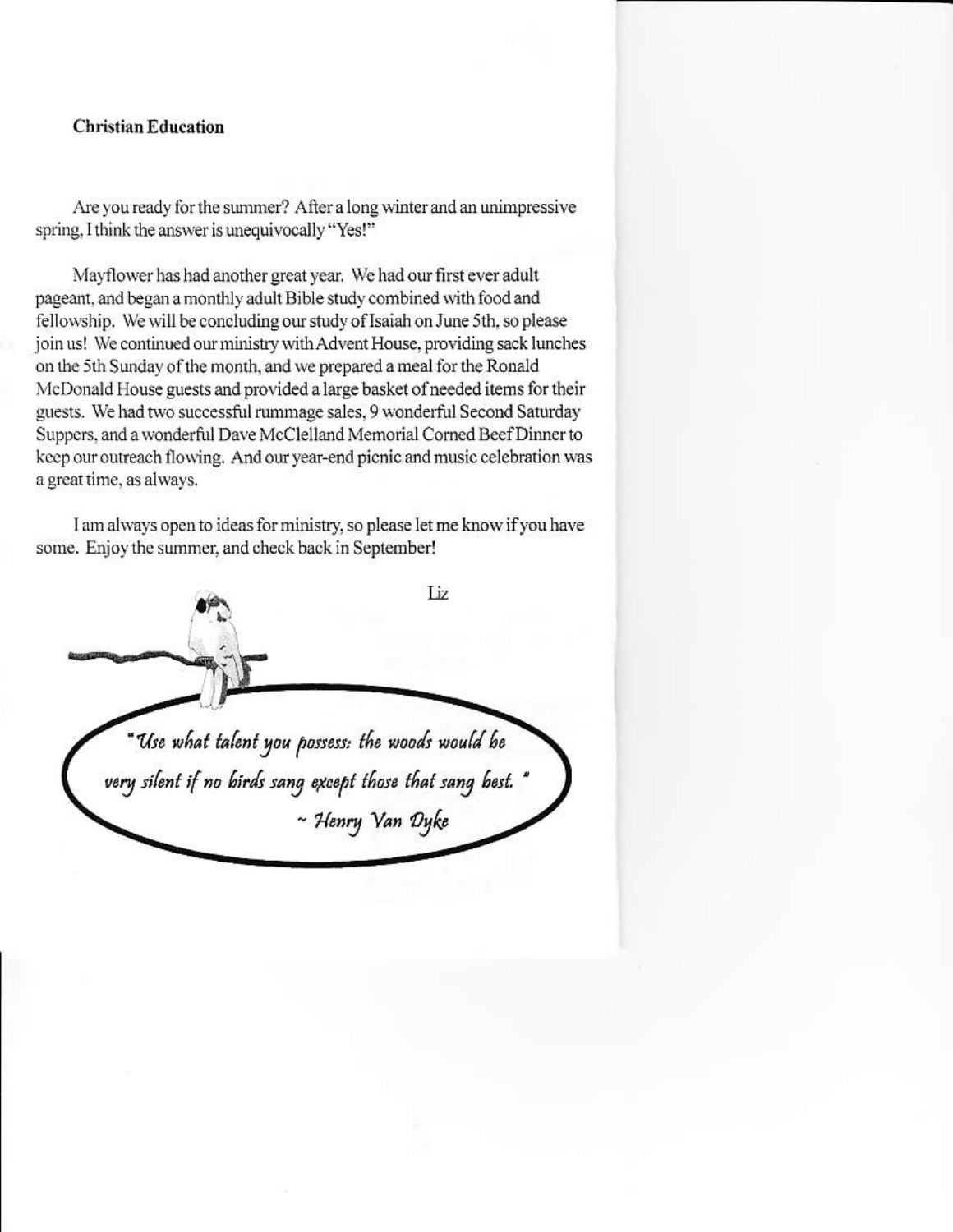**Christian Education**

Are you ready for the summer? After a long winter and an unimpressive spring, I think the answer is unequivocally "Yes!"

Mayflower has had another great year. We had our first ever adult pageant, and began a monthly adult Bible study combined with food and fellowship. We will be concluding our study of Isaiah on June 5th, so please join us! We continued our ministry with Advent House, providing sack lunches on the 5th Sunday of the month, and we prepared a meal for the Ronald McDonald House guests and provided a large basket of needed items for their guests. We had two successful rummage sales, 9 wonderful Second Saturday Suppers, and a wonderful Dave McClelland Memorial Corned Beef Dinner to keep our outreach flowing. And our year-end picnic and music celebration was a great time, as always.

I am always open to ideas for ministry, so please let me know if you have some. Enjoy the summer, and check back in September!

Liz

*"Use what talent you possess: the woods would be very silent if no birds sang except those that sang best."*

*~ Henry Van Dyke*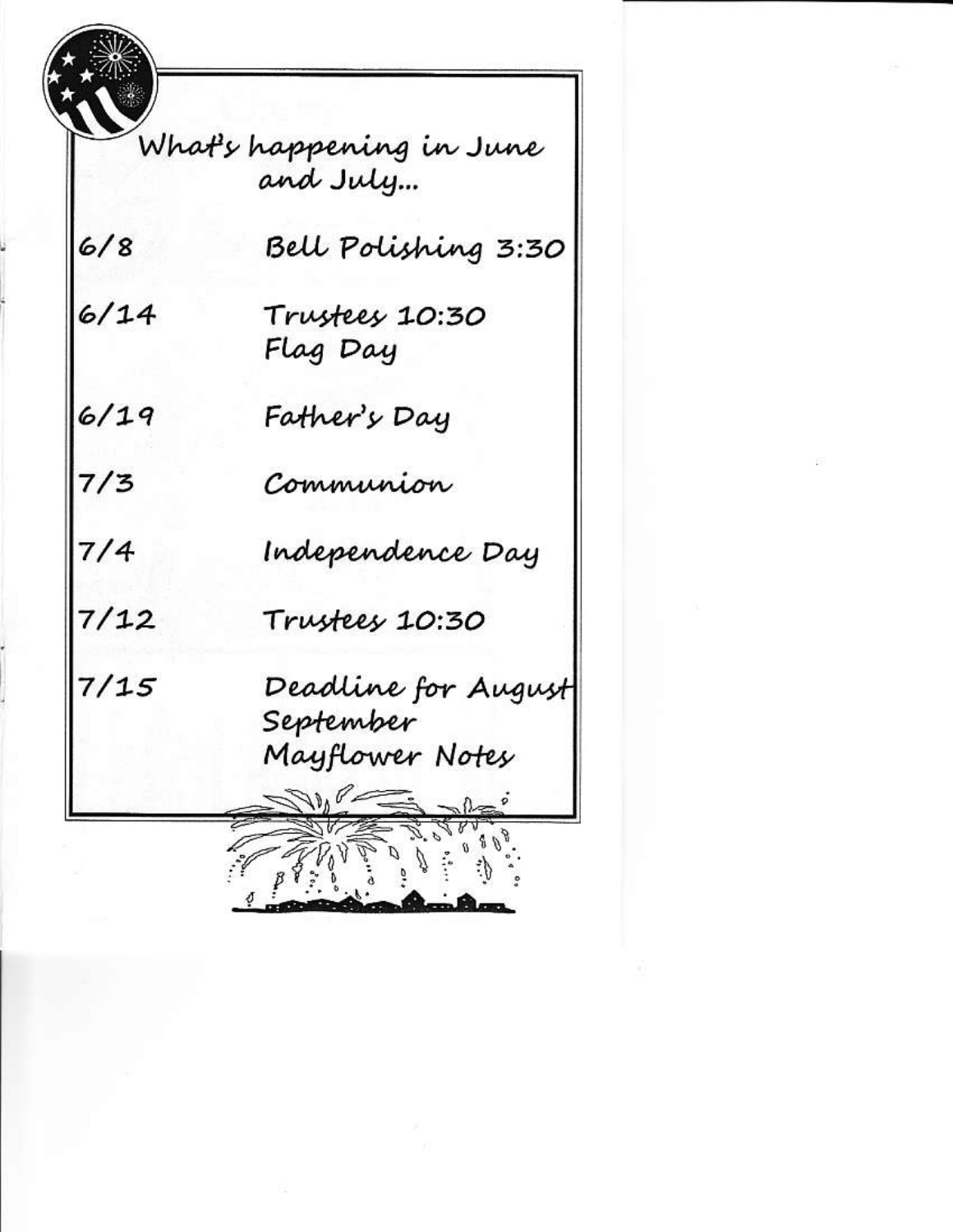## What's happening in June and July...

| | |
|---|---|
| 6/8 | Bell Polishing 3:30 |
| 6/14 | Trustees 10:30<br>Flag Day |
| 6/19 | Father's Day |
| 7/3 | Communion |
| 7/4 | Independence Day |
| 7/12 | Trustees 10:30 |
| 7/15 | Deadline for August September Mayflower Notes |